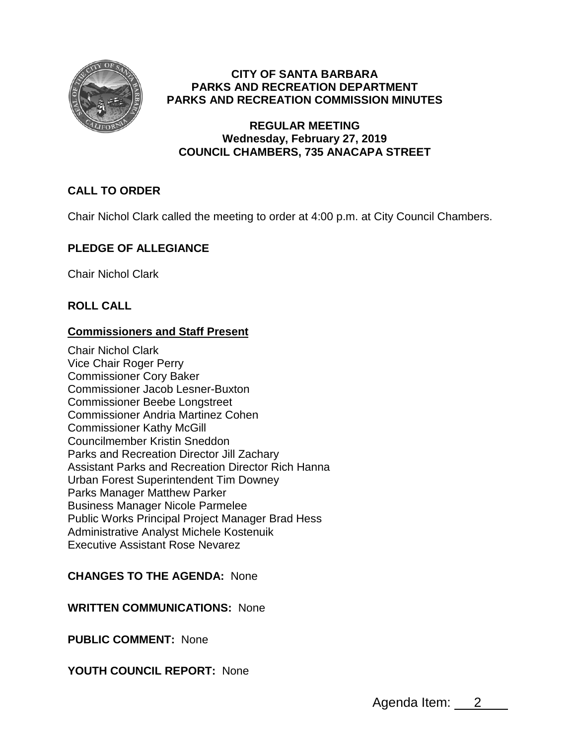# CITY OF SANTA BARBARA
# PARKS AND RECREATION DEPARTMENT
# PARKS AND RECREATION COMMISSION MINUTES

## REGULAR MEETING
## Wednesday, February 27, 2019
## COUNCIL CHAMBERS, 735 ANACAPA STREET

### CALL TO ORDER

Chair Nichol Clark called the meeting to order at 4:00 p.m. at City Council Chambers.

### PLEDGE OF ALLEGIANCE

Chair Nichol Clark

### ROLL CALL

**Commissioners and Staff Present**

Chair Nichol Clark
Vice Chair Roger Perry
Commissioner Cory Baker
Commissioner Jacob Lesner-Buxton
Commissioner Beebe Longstreet
Commissioner Andria Martinez Cohen
Commissioner Kathy McGill
Councilmember Kristin Sneddon
Parks and Recreation Director Jill Zachary
Assistant Parks and Recreation Director Rich Hanna
Urban Forest Superintendent Tim Downey
Parks Manager Matthew Parker
Business Manager Nicole Parmelee
Public Works Principal Project Manager Brad Hess
Administrative Analyst Michele Kostenuik
Executive Assistant Rose Nevarez

**CHANGES TO THE AGENDA:** None

**WRITTEN COMMUNICATIONS:** None

**PUBLIC COMMENT:** None

**YOUTH COUNCIL REPORT:** None

Agenda Item: 2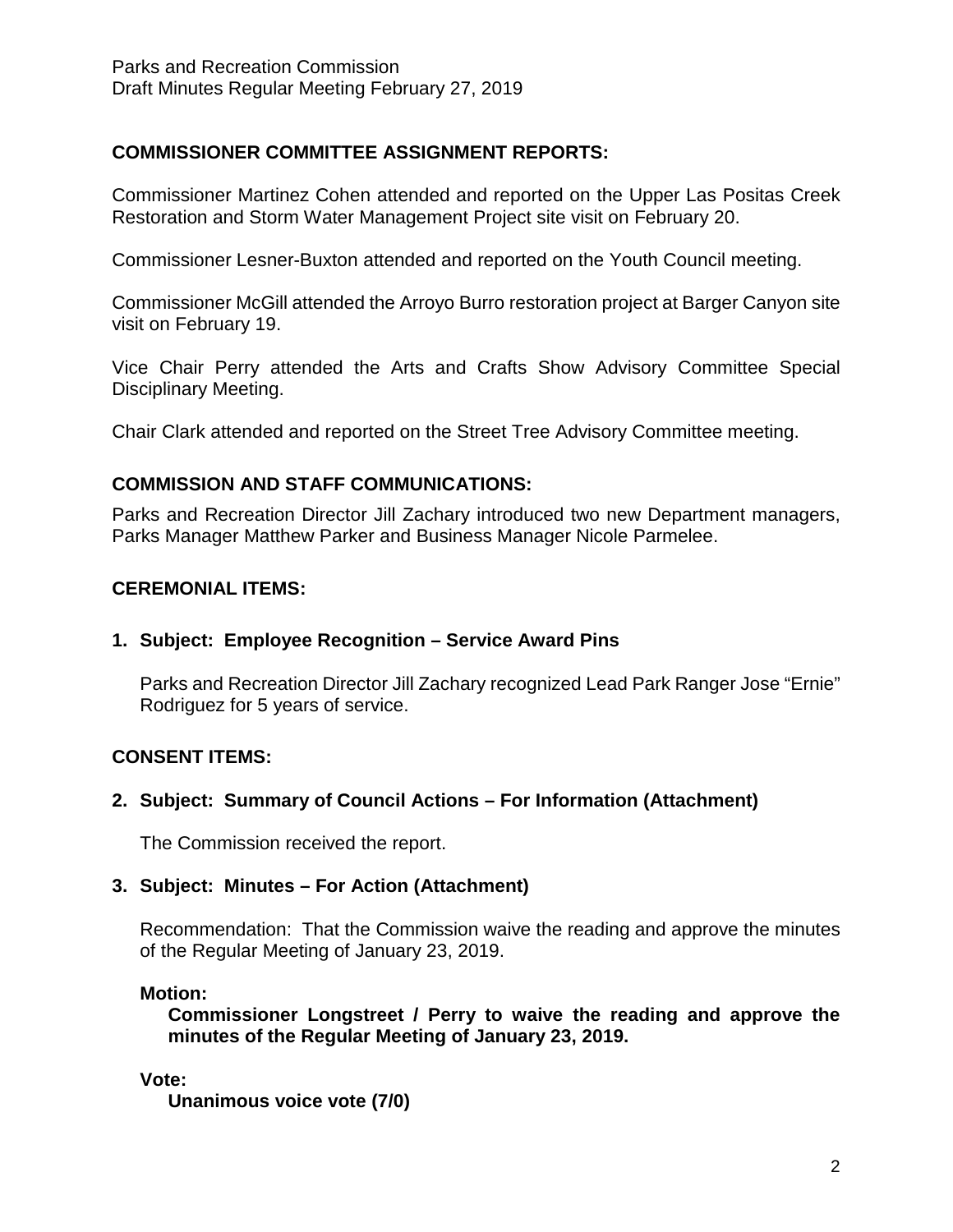## COMMISSIONER COMMITTEE ASSIGNMENT REPORTS:

Commissioner Martinez Cohen attended and reported on the Upper Las Positas Creek Restoration and Storm Water Management Project site visit on February 20.

Commissioner Lesner-Buxton attended and reported on the Youth Council meeting.

Commissioner McGill attended the Arroyo Burro restoration project at Barger Canyon site visit on February 19.

Vice Chair Perry attended the Arts and Crafts Show Advisory Committee Special Disciplinary Meeting.

Chair Clark attended and reported on the Street Tree Advisory Committee meeting.

## COMMISSION AND STAFF COMMUNICATIONS:

Parks and Recreation Director Jill Zachary introduced two new Department managers, Parks Manager Matthew Parker and Business Manager Nicole Parmelee.

## CEREMONIAL ITEMS:

### 1. Subject: Employee Recognition – Service Award Pins

Parks and Recreation Director Jill Zachary recognized Lead Park Ranger Jose "Ernie" Rodriguez for 5 years of service.

## CONSENT ITEMS:

### 2. Subject: Summary of Council Actions – For Information (Attachment)

The Commission received the report.

### 3. Subject: Minutes – For Action (Attachment)

Recommendation: That the Commission waive the reading and approve the minutes of the Regular Meeting of January 23, 2019.

**Motion:**

**Commissioner Longstreet / Perry to waive the reading and approve the minutes of the Regular Meeting of January 23, 2019.**

**Vote:**

**Unanimous voice vote (7/0)**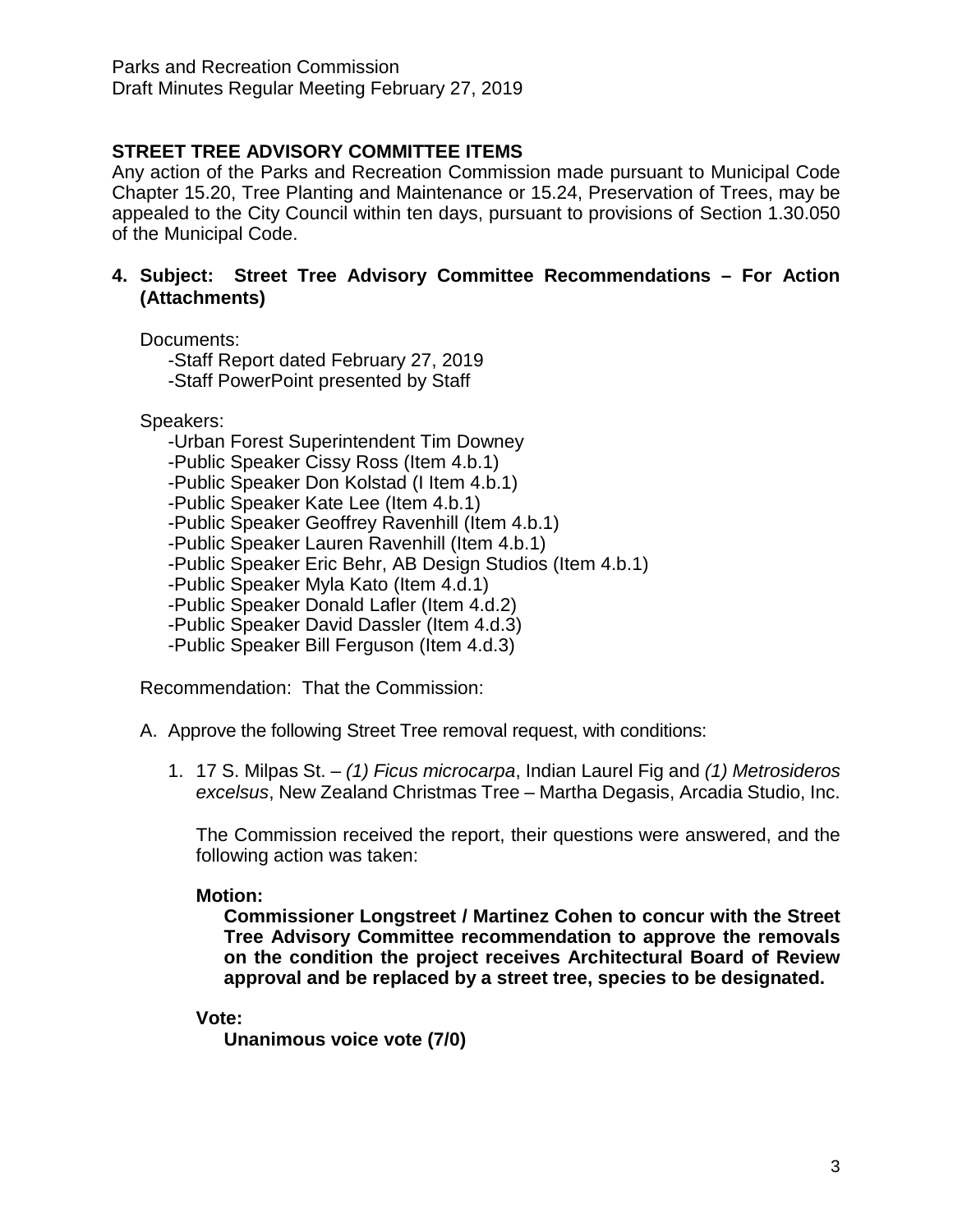## STREET TREE ADVISORY COMMITTEE ITEMS

Any action of the Parks and Recreation Commission made pursuant to Municipal Code Chapter 15.20, Tree Planting and Maintenance or 15.24, Preservation of Trees, may be appealed to the City Council within ten days, pursuant to provisions of Section 1.30.050 of the Municipal Code.

### 4. Subject: Street Tree Advisory Committee Recommendations – For Action (Attachments)

Documents:

- -Staff Report dated February 27, 2019
- -Staff PowerPoint presented by Staff

Speakers:

- -Urban Forest Superintendent Tim Downey
- -Public Speaker Cissy Ross (Item 4.b.1)
- -Public Speaker Don Kolstad (I Item 4.b.1)
- -Public Speaker Kate Lee (Item 4.b.1)
- -Public Speaker Geoffrey Ravenhill (Item 4.b.1)
- -Public Speaker Lauren Ravenhill (Item 4.b.1)
- -Public Speaker Eric Behr, AB Design Studios (Item 4.b.1)
- -Public Speaker Myla Kato (Item 4.d.1)
- -Public Speaker Donald Lafler (Item 4.d.2)
- -Public Speaker David Dassler (Item 4.d.3)
- -Public Speaker Bill Ferguson (Item 4.d.3)

Recommendation: That the Commission:

A. Approve the following Street Tree removal request, with conditions:

1. 17 S. Milpas St. – *(1) Ficus microcarpa*, Indian Laurel Fig and *(1) Metrosideros excelsus*, New Zealand Christmas Tree – Martha Degasis, Arcadia Studio, Inc.

   The Commission received the report, their questions were answered, and the following action was taken:

   **Motion:**

   **Commissioner Longstreet / Martinez Cohen to concur with the Street Tree Advisory Committee recommendation to approve the removals on the condition the project receives Architectural Board of Review approval and be replaced by a street tree, species to be designated.**

   **Vote:**

   **Unanimous voice vote (7/0)**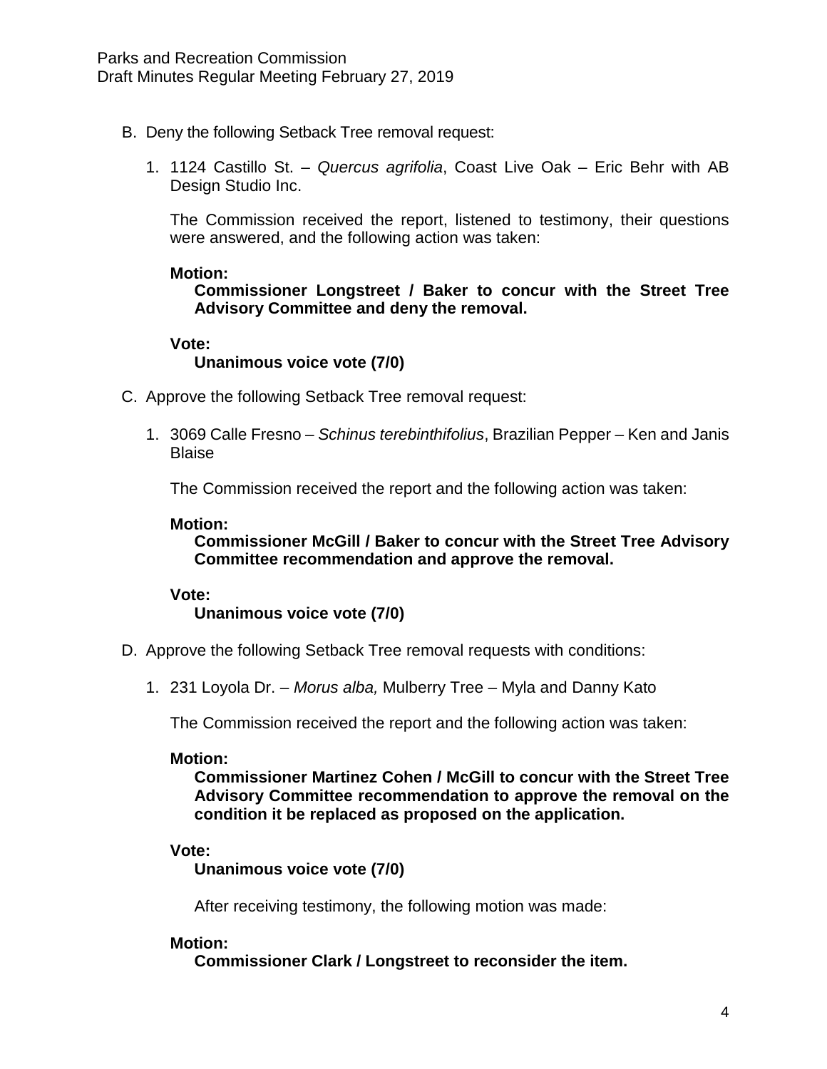B. Deny the following Setback Tree removal request:

   1. 1124 Castillo St. – *Quercus agrifolia*, Coast Live Oak – Eric Behr with AB Design Studio Inc.

      The Commission received the report, listened to testimony, their questions were answered, and the following action was taken:

      **Motion:**
      **Commissioner Longstreet / Baker to concur with the Street Tree Advisory Committee and deny the removal.**

      **Vote:**
      **Unanimous voice vote (7/0)**

C. Approve the following Setback Tree removal request:

   1. 3069 Calle Fresno – *Schinus terebinthifolius*, Brazilian Pepper – Ken and Janis Blaise

      The Commission received the report and the following action was taken:

      **Motion:**
      **Commissioner McGill / Baker to concur with the Street Tree Advisory Committee recommendation and approve the removal.**

      **Vote:**
      **Unanimous voice vote (7/0)**

D. Approve the following Setback Tree removal requests with conditions:

   1. 231 Loyola Dr. – *Morus alba,* Mulberry Tree – Myla and Danny Kato

      The Commission received the report and the following action was taken:

      **Motion:**
      **Commissioner Martinez Cohen / McGill to concur with the Street Tree Advisory Committee recommendation to approve the removal on the condition it be replaced as proposed on the application.**

      **Vote:**
      **Unanimous voice vote (7/0)**

      After receiving testimony, the following motion was made:

      **Motion:**
      **Commissioner Clark / Longstreet to reconsider the item.**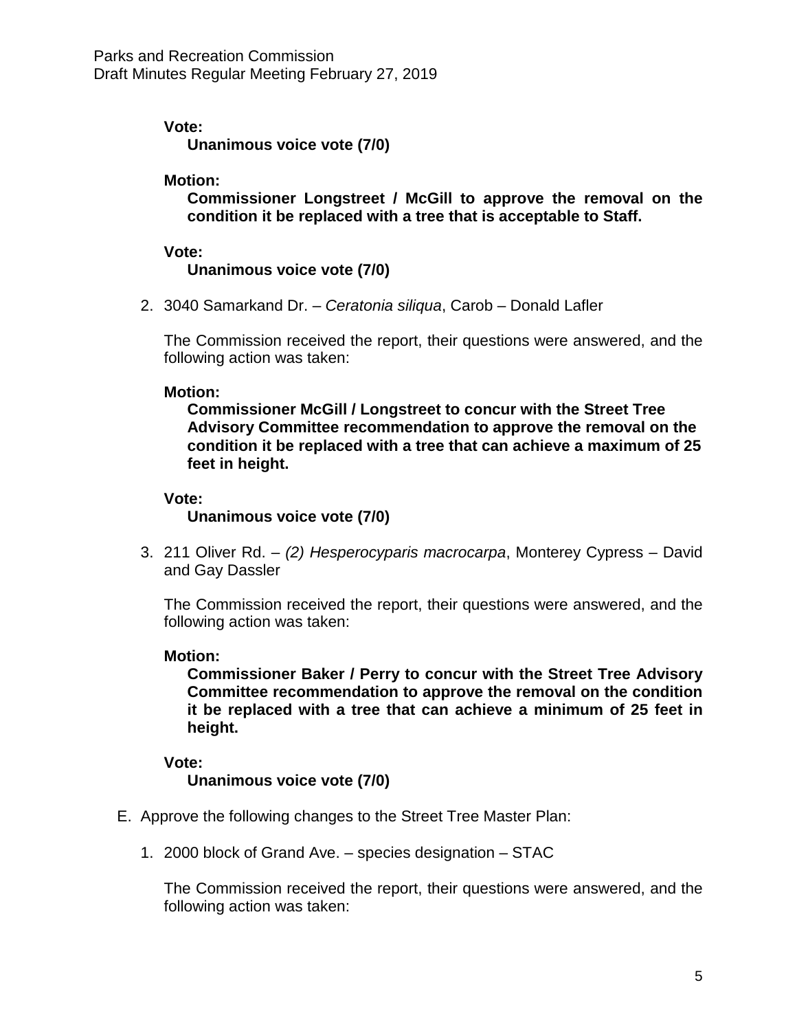**Vote:**

**Unanimous voice vote (7/0)**

**Motion:**

**Commissioner Longstreet / McGill to approve the removal on the condition it be replaced with a tree that is acceptable to Staff.**

**Vote:**

**Unanimous voice vote (7/0)**

2. 3040 Samarkand Dr. – *Ceratonia siliqua*, Carob – Donald Lafler

   The Commission received the report, their questions were answered, and the following action was taken:

   **Motion:**

   **Commissioner McGill / Longstreet to concur with the Street Tree Advisory Committee recommendation to approve the removal on the condition it be replaced with a tree that can achieve a maximum of 25 feet in height.**

   **Vote:**

   **Unanimous voice vote (7/0)**

3. 211 Oliver Rd. – *(2) Hesperocyparis macrocarpa*, Monterey Cypress – David and Gay Dassler

   The Commission received the report, their questions were answered, and the following action was taken:

   **Motion:**

   **Commissioner Baker / Perry to concur with the Street Tree Advisory Committee recommendation to approve the removal on the condition it be replaced with a tree that can achieve a minimum of 25 feet in height.**

   **Vote:**

   **Unanimous voice vote (7/0)**

E. Approve the following changes to the Street Tree Master Plan:

1. 2000 block of Grand Ave. – species designation – STAC

   The Commission received the report, their questions were answered, and the following action was taken: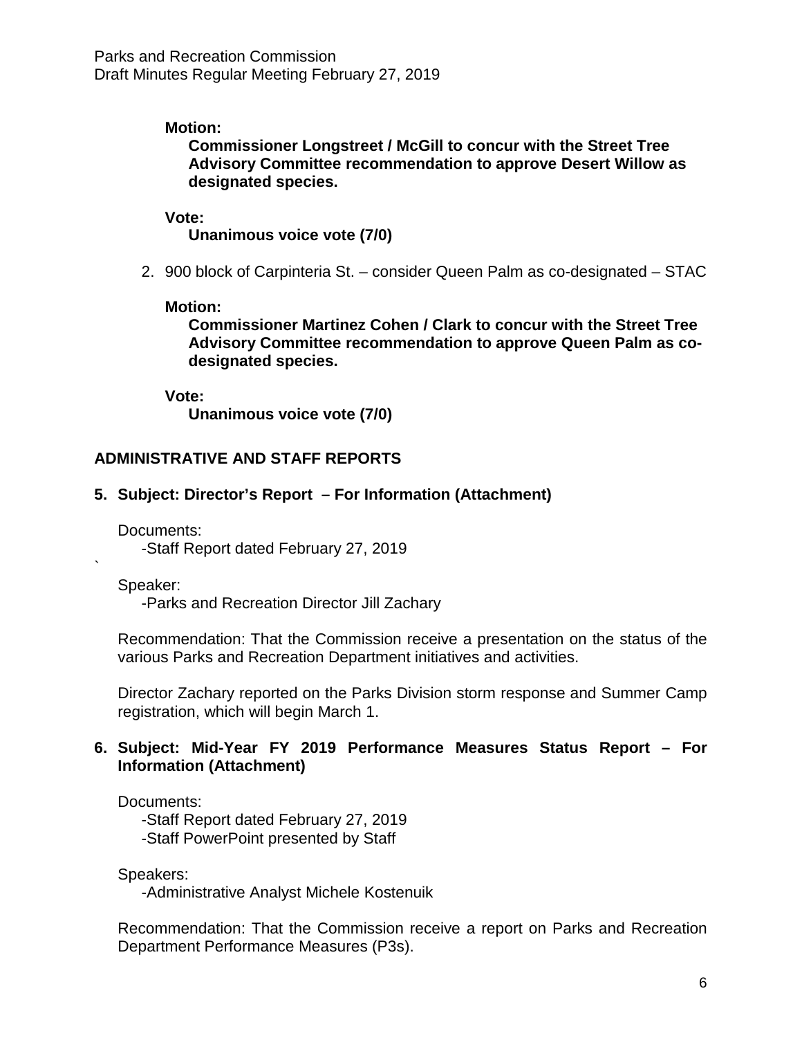**Motion:**

**Commissioner Longstreet / McGill to concur with the Street Tree Advisory Committee recommendation to approve Desert Willow as designated species.**

**Vote:**

**Unanimous voice vote (7/0)**

2. 900 block of Carpinteria St. – consider Queen Palm as co-designated – STAC

**Motion:**

**Commissioner Martinez Cohen / Clark to concur with the Street Tree Advisory Committee recommendation to approve Queen Palm as co-designated species.**

**Vote:**

**Unanimous voice vote (7/0)**

## ADMINISTRATIVE AND STAFF REPORTS

### 5. Subject: Director's Report – For Information (Attachment)

Documents:

-Staff Report dated February 27, 2019

`

Speaker:

-Parks and Recreation Director Jill Zachary

Recommendation: That the Commission receive a presentation on the status of the various Parks and Recreation Department initiatives and activities.

Director Zachary reported on the Parks Division storm response and Summer Camp registration, which will begin March 1.

### 6. Subject: Mid-Year FY 2019 Performance Measures Status Report – For Information (Attachment)

Documents:

-Staff Report dated February 27, 2019

-Staff PowerPoint presented by Staff

Speakers:

-Administrative Analyst Michele Kostenuik

Recommendation: That the Commission receive a report on Parks and Recreation Department Performance Measures (P3s).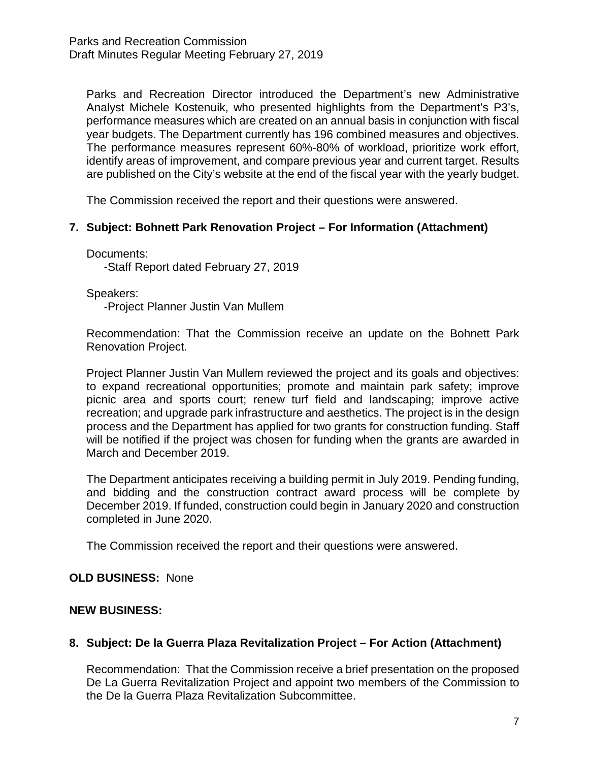Parks and Recreation Director introduced the Department's new Administrative Analyst Michele Kostenuik, who presented highlights from the Department's P3's, performance measures which are created on an annual basis in conjunction with fiscal year budgets. The Department currently has 196 combined measures and objectives. The performance measures represent 60%-80% of workload, prioritize work effort, identify areas of improvement, and compare previous year and current target. Results are published on the City's website at the end of the fiscal year with the yearly budget.

The Commission received the report and their questions were answered.

**7. Subject: Bohnett Park Renovation Project – For Information (Attachment)**

Documents:
-Staff Report dated February 27, 2019

Speakers:
-Project Planner Justin Van Mullem

Recommendation: That the Commission receive an update on the Bohnett Park Renovation Project.

Project Planner Justin Van Mullem reviewed the project and its goals and objectives: to expand recreational opportunities; promote and maintain park safety; improve picnic area and sports court; renew turf field and landscaping; improve active recreation; and upgrade park infrastructure and aesthetics. The project is in the design process and the Department has applied for two grants for construction funding. Staff will be notified if the project was chosen for funding when the grants are awarded in March and December 2019.

The Department anticipates receiving a building permit in July 2019. Pending funding, and bidding and the construction contract award process will be complete by December 2019. If funded, construction could begin in January 2020 and construction completed in June 2020.

The Commission received the report and their questions were answered.

**OLD BUSINESS:** None

**NEW BUSINESS:**

**8. Subject: De la Guerra Plaza Revitalization Project – For Action (Attachment)**

Recommendation: That the Commission receive a brief presentation on the proposed De La Guerra Revitalization Project and appoint two members of the Commission to the De la Guerra Plaza Revitalization Subcommittee.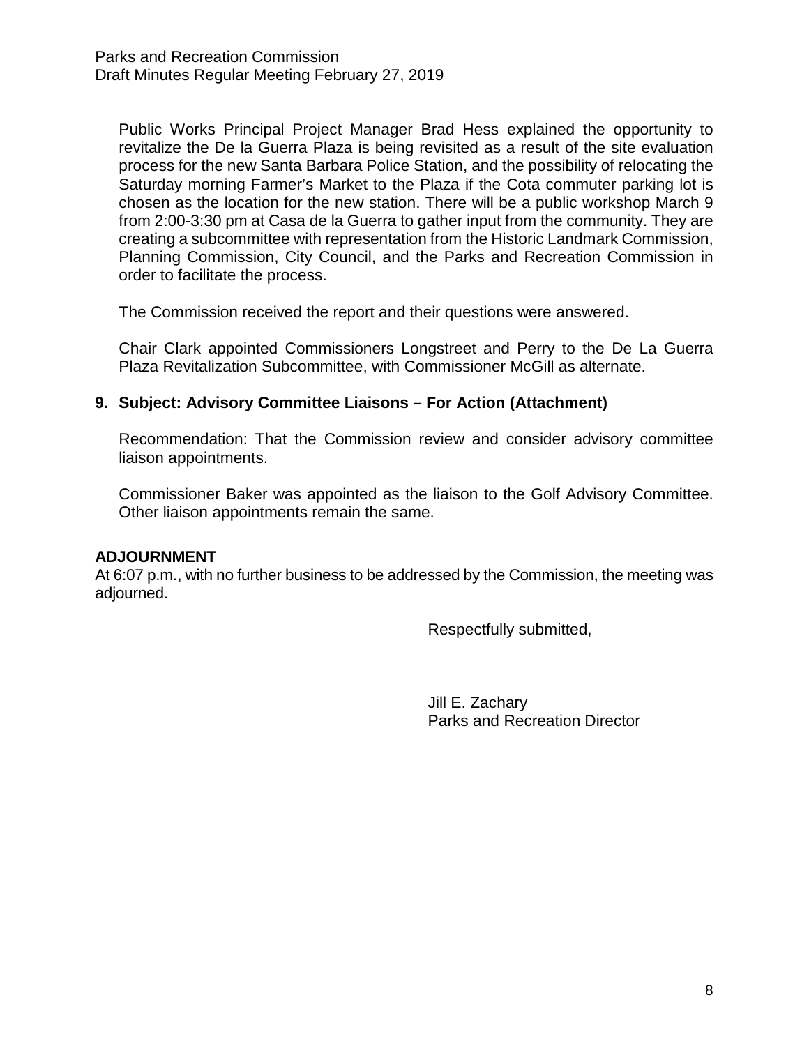Public Works Principal Project Manager Brad Hess explained the opportunity to revitalize the De la Guerra Plaza is being revisited as a result of the site evaluation process for the new Santa Barbara Police Station, and the possibility of relocating the Saturday morning Farmer's Market to the Plaza if the Cota commuter parking lot is chosen as the location for the new station. There will be a public workshop March 9 from 2:00-3:30 pm at Casa de la Guerra to gather input from the community. They are creating a subcommittee with representation from the Historic Landmark Commission, Planning Commission, City Council, and the Parks and Recreation Commission in order to facilitate the process.

The Commission received the report and their questions were answered.

Chair Clark appointed Commissioners Longstreet and Perry to the De La Guerra Plaza Revitalization Subcommittee, with Commissioner McGill as alternate.

**9. Subject: Advisory Committee Liaisons – For Action (Attachment)**

Recommendation: That the Commission review and consider advisory committee liaison appointments.

Commissioner Baker was appointed as the liaison to the Golf Advisory Committee. Other liaison appointments remain the same.

**ADJOURNMENT**

At 6:07 p.m., with no further business to be addressed by the Commission, the meeting was adjourned.

Respectfully submitted,

Jill E. Zachary
Parks and Recreation Director